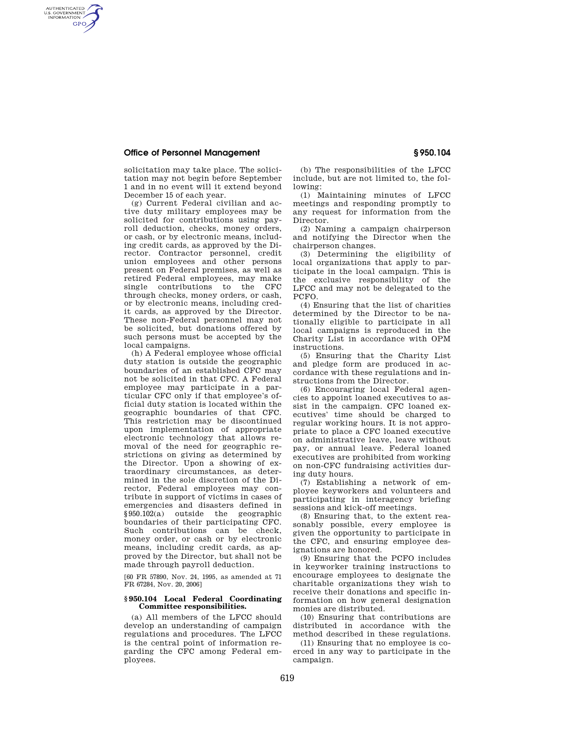solicitation may take place. The solicitation may not begin before September 1 and in no event will it extend beyond December 15 of each year.

(g) Current Federal civilian and active duty military employees may be solicited for contributions using payroll deduction, checks, money orders, or cash, or by electronic means, including credit cards, as approved by the Director. Contractor personnel, credit union employees and other persons present on Federal premises, as well as retired Federal employees, may make single contributions to the CFC through checks, money orders, or cash, or by electronic means, including credit cards, as approved by the Director. These non-Federal personnel may not be solicited, but donations offered by such persons must be accepted by the local campaigns.

(h) A Federal employee whose official duty station is outside the geographic boundaries of an established CFC may not be solicited in that CFC. A Federal employee may participate in a particular CFC only if that employee's official duty station is located within the geographic boundaries of that CFC. This restriction may be discontinued upon implementation of appropriate electronic technology that allows removal of the need for geographic restrictions on giving as determined by the Director. Upon a showing of extraordinary circumstances, as determined in the sole discretion of the Director, Federal employees may contribute in support of victims in cases of emergencies and disasters defined in §950.102(a) outside the geographic boundaries of their participating CFC. Such contributions can be check, money order, or cash or by electronic means, including credit cards, as approved by the Director, but shall not be made through payroll deduction.

[60 FR 57890, Nov. 24, 1995, as amended at 71 FR 67284, Nov. 20, 2006]

### §950.104 Local Federal Coordinating Committee responsibilities.

(a) All members of the LFCC should develop an understanding of campaign regulations and procedures. The LFCC is the central point of information regarding the CFC among Federal employees.

(b) The responsibilities of the LFCC include, but are not limited to, the following:

(1) Maintaining minutes of LFCC meetings and responding promptly to any request for information from the Director.

(2) Naming a campaign chairperson and notifying the Director when the chairperson changes.

(3) Determining the eligibility of local organizations that apply to participate in the local campaign. This is the exclusive responsibility of the LFCC and may not be delegated to the PCFO.

(4) Ensuring that the list of charities determined by the Director to be nationally eligible to participate in all local campaigns is reproduced in the Charity List in accordance with OPM instructions.

(5) Ensuring that the Charity List and pledge form are produced in accordance with these regulations and instructions from the Director.

(6) Encouraging local Federal agencies to appoint loaned executives to assist in the campaign. CFC loaned executives' time should be charged to regular working hours. It is not appropriate to place a CFC loaned executive on administrative leave, leave without pay, or annual leave. Federal loaned executives are prohibited from working on non-CFC fundraising activities during duty hours.

(7) Establishing a network of employee keyworkers and volunteers and participating in interagency briefing sessions and kick-off meetings.

(8) Ensuring that, to the extent reasonably possible, every employee is given the opportunity to participate in the CFC, and ensuring employee designations are honored.

(9) Ensuring that the PCFO includes in keyworker training instructions to encourage employees to designate the charitable organizations they wish to receive their donations and specific information on how general designation monies are distributed.

(10) Ensuring that contributions are distributed in accordance with the method described in these regulations.

(11) Ensuring that no employee is coerced in any way to participate in the campaign.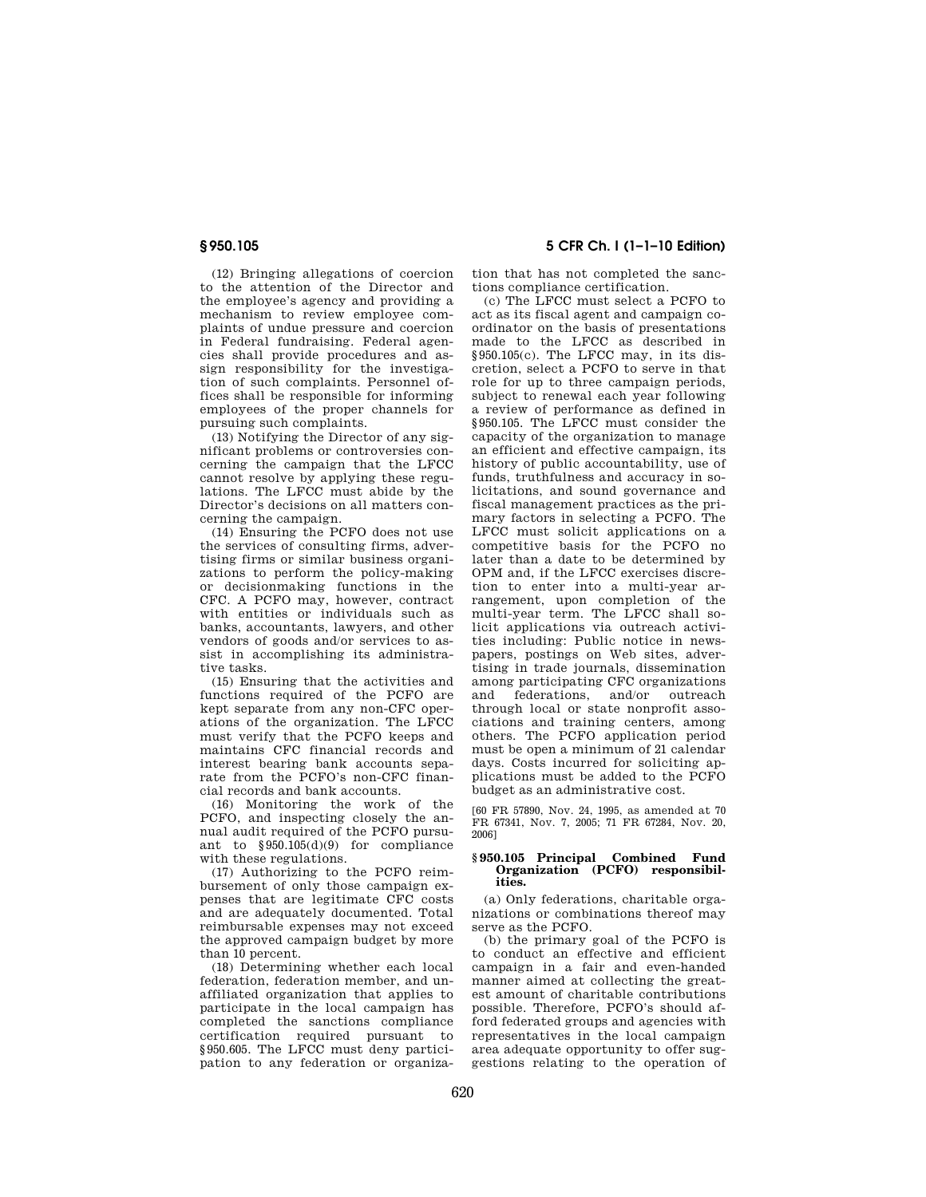(12) Bringing allegations of coercion to the attention of the Director and the employee's agency and providing a mechanism to review employee complaints of undue pressure and coercion in Federal fundraising. Federal agencies shall provide procedures and assign responsibility for the investigation of such complaints. Personnel offices shall be responsible for informing employees of the proper channels for pursuing such complaints.

(13) Notifying the Director of any significant problems or controversies concerning the campaign that the LFCC cannot resolve by applying these regulations. The LFCC must abide by the Director's decisions on all matters concerning the campaign.

(14) Ensuring the PCFO does not use the services of consulting firms, advertising firms or similar business organizations to perform the policy-making or decisionmaking functions in the CFC. A PCFO may, however, contract with entities or individuals such as banks, accountants, lawyers, and other vendors of goods and/or services to assist in accomplishing its administrative tasks.

(15) Ensuring that the activities and functions required of the PCFO are kept separate from any non-CFC operations of the organization. The LFCC must verify that the PCFO keeps and maintains CFC financial records and interest bearing bank accounts separate from the PCFO's non-CFC financial records and bank accounts.

(16) Monitoring the work of the PCFO, and inspecting closely the annual audit required of the PCFO pursuant to §950.105(d)(9) for compliance with these regulations.

(17) Authorizing to the PCFO reimbursement of only those campaign expenses that are legitimate CFC costs and are adequately documented. Total reimbursable expenses may not exceed the approved campaign budget by more than 10 percent.

(18) Determining whether each local federation, federation member, and unaffiliated organization that applies to participate in the local campaign has completed the sanctions compliance certification required pursuant to §950.605. The LFCC must deny participation to any federation or organization that has not completed the sanctions compliance certification.

(c) The LFCC must select a PCFO to act as its fiscal agent and campaign coordinator on the basis of presentations made to the LFCC as described in §950.105(c). The LFCC may, in its discretion, select a PCFO to serve in that role for up to three campaign periods, subject to renewal each year following a review of performance as defined in §950.105. The LFCC must consider the capacity of the organization to manage an efficient and effective campaign, its history of public accountability, use of funds, truthfulness and accuracy in solicitations, and sound governance and fiscal management practices as the primary factors in selecting a PCFO. The LFCC must solicit applications on a competitive basis for the PCFO no later than a date to be determined by OPM and, if the LFCC exercises discretion to enter into a multi-year arrangement, upon completion of the multi-year term. The LFCC shall solicit applications via outreach activities including: Public notice in newspapers, postings on Web sites, advertising in trade journals, dissemination among participating CFC organizations and federations, and/or outreach through local or state nonprofit associations and training centers, among others. The PCFO application period must be open a minimum of 21 calendar days. Costs incurred for soliciting applications must be added to the PCFO budget as an administrative cost.

[60 FR 57890, Nov. 24, 1995, as amended at 70 FR 67341, Nov. 7, 2005; 71 FR 67284, Nov. 20, 2006]

### §950.105 Principal Combined Fund Organization (PCFO) responsibilities.

(a) Only federations, charitable organizations or combinations thereof may serve as the PCFO.

(b) the primary goal of the PCFO is to conduct an effective and efficient campaign in a fair and even-handed manner aimed at collecting the greatest amount of charitable contributions possible. Therefore, PCFO's should afford federated groups and agencies with representatives in the local campaign area adequate opportunity to offer suggestions relating to the operation of